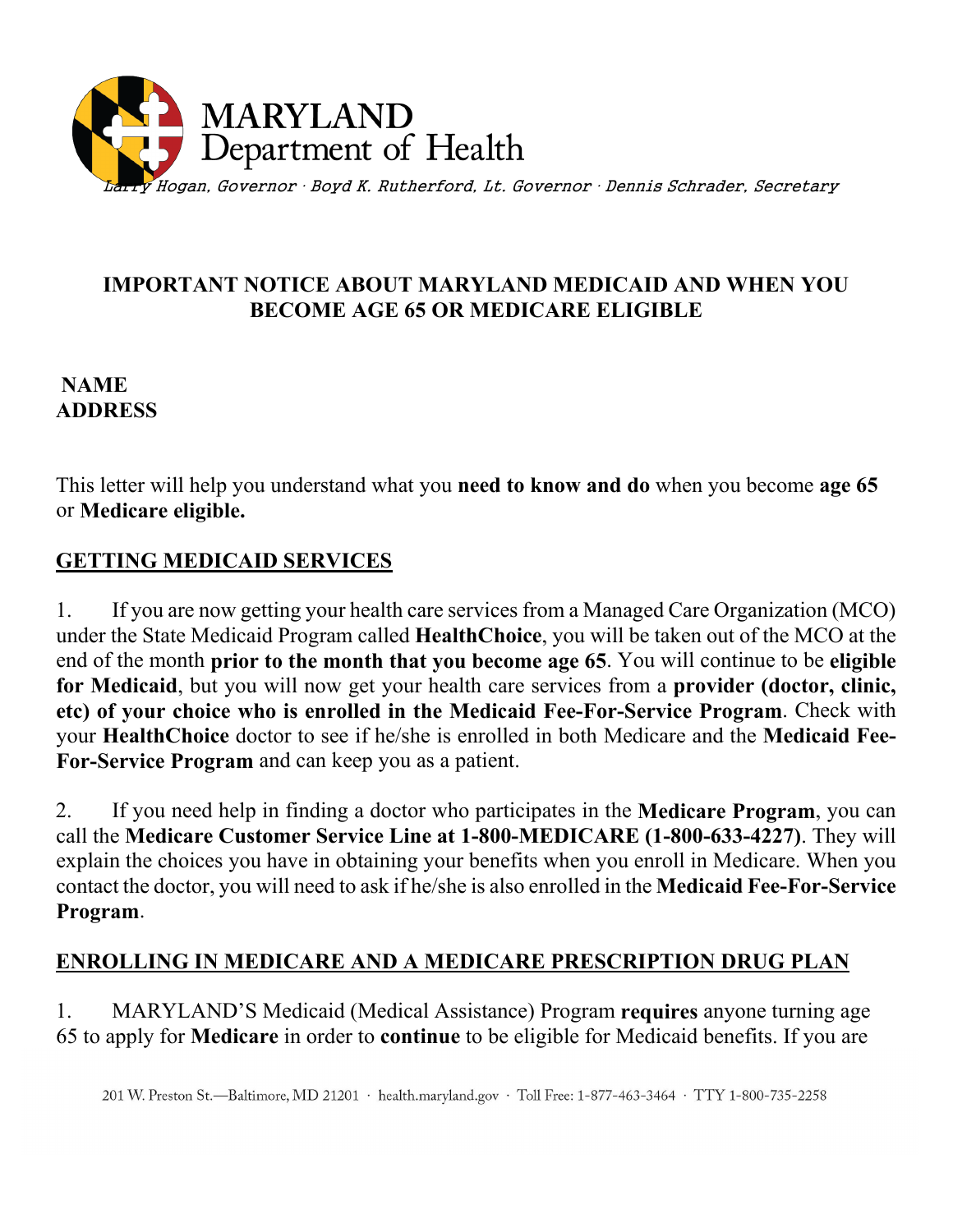# MARYLAND
Department of Health

*Larry Hogan, Governor · Boyd K. Rutherford, Lt. Governor · Dennis Schrader, Secretary*

**IMPORTANT NOTICE ABOUT MARYLAND MEDICAID AND WHEN YOU BECOME AGE 65 OR MEDICARE ELIGIBLE**

**NAME**
**ADDRESS**

This letter will help you understand what you **need to know and do** when you become **age 65** or **Medicare eligible.**

## GETTING MEDICAID SERVICES

1. If you are now getting your health care services from a Managed Care Organization (MCO) under the State Medicaid Program called **HealthChoice**, you will be taken out of the MCO at the end of the month **prior to the month that you become age 65**. You will continue to be **eligible for Medicaid**, but you will now get your health care services from a **provider (doctor, clinic, etc) of your choice who is enrolled in the Medicaid Fee-For-Service Program**. Check with your **HealthChoice** doctor to see if he/she is enrolled in both Medicare and the **Medicaid Fee-For-Service Program** and can keep you as a patient.

2. If you need help in finding a doctor who participates in the **Medicare Program**, you can call the **Medicare Customer Service Line at 1-800-MEDICARE (1-800-633-4227)**. They will explain the choices you have in obtaining your benefits when you enroll in Medicare. When you contact the doctor, you will need to ask if he/she is also enrolled in the **Medicaid Fee-For-Service Program**.

## ENROLLING IN MEDICARE AND A MEDICARE PRESCRIPTION DRUG PLAN

1. MARYLAND'S Medicaid (Medical Assistance) Program **requires** anyone turning age 65 to apply for **Medicare** in order to **continue** to be eligible for Medicaid benefits. If you are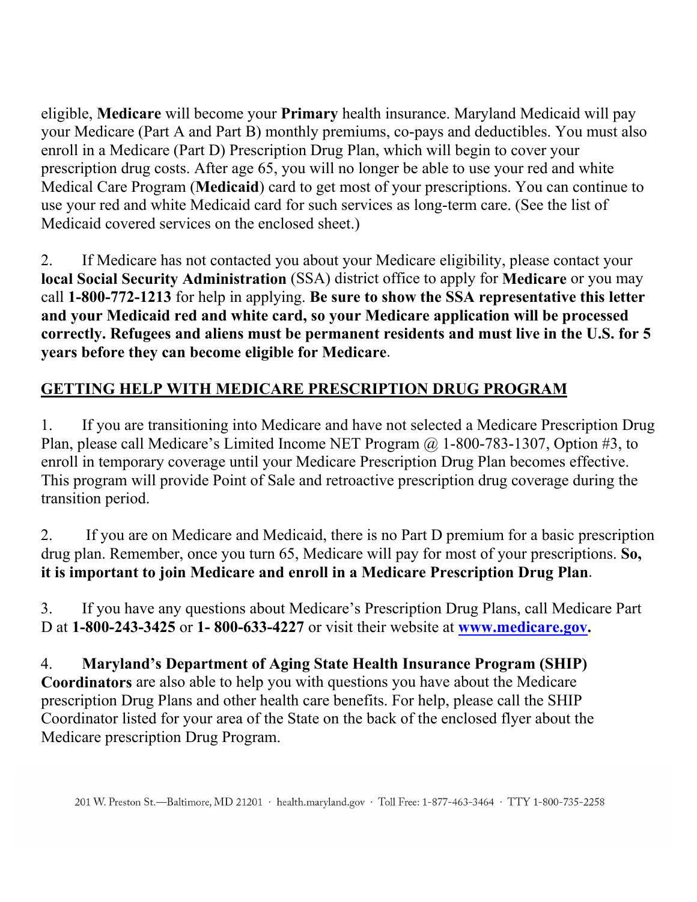eligible, **Medicare** will become your **Primary** health insurance. Maryland Medicaid will pay your Medicare (Part A and Part B) monthly premiums, co-pays and deductibles. You must also enroll in a Medicare (Part D) Prescription Drug Plan, which will begin to cover your prescription drug costs. After age 65, you will no longer be able to use your red and white Medical Care Program (**Medicaid**) card to get most of your prescriptions. You can continue to use your red and white Medicaid card for such services as long-term care. (See the list of Medicaid covered services on the enclosed sheet.)

2. If Medicare has not contacted you about your Medicare eligibility, please contact your **local Social Security Administration** (SSA) district office to apply for **Medicare** or you may call **1-800-772-1213** for help in applying. **Be sure to show the SSA representative this letter and your Medicaid red and white card, so your Medicare application will be processed correctly. Refugees and aliens must be permanent residents and must live in the U.S. for 5 years before they can become eligible for Medicare**.

## GETTING HELP WITH MEDICARE PRESCRIPTION DRUG PROGRAM

1. If you are transitioning into Medicare and have not selected a Medicare Prescription Drug Plan, please call Medicare's Limited Income NET Program @ 1-800-783-1307, Option #3, to enroll in temporary coverage until your Medicare Prescription Drug Plan becomes effective. This program will provide Point of Sale and retroactive prescription drug coverage during the transition period.

2. If you are on Medicare and Medicaid, there is no Part D premium for a basic prescription drug plan. Remember, once you turn 65, Medicare will pay for most of your prescriptions. **So, it is important to join Medicare and enroll in a Medicare Prescription Drug Plan**.

3. If you have any questions about Medicare's Prescription Drug Plans, call Medicare Part D at **1-800-243-3425** or **1- 800-633-4227** or visit their website at **www.medicare.gov.**

4. **Maryland's Department of Aging State Health Insurance Program (SHIP) Coordinators** are also able to help you with questions you have about the Medicare prescription Drug Plans and other health care benefits. For help, please call the SHIP Coordinator listed for your area of the State on the back of the enclosed flyer about the Medicare prescription Drug Program.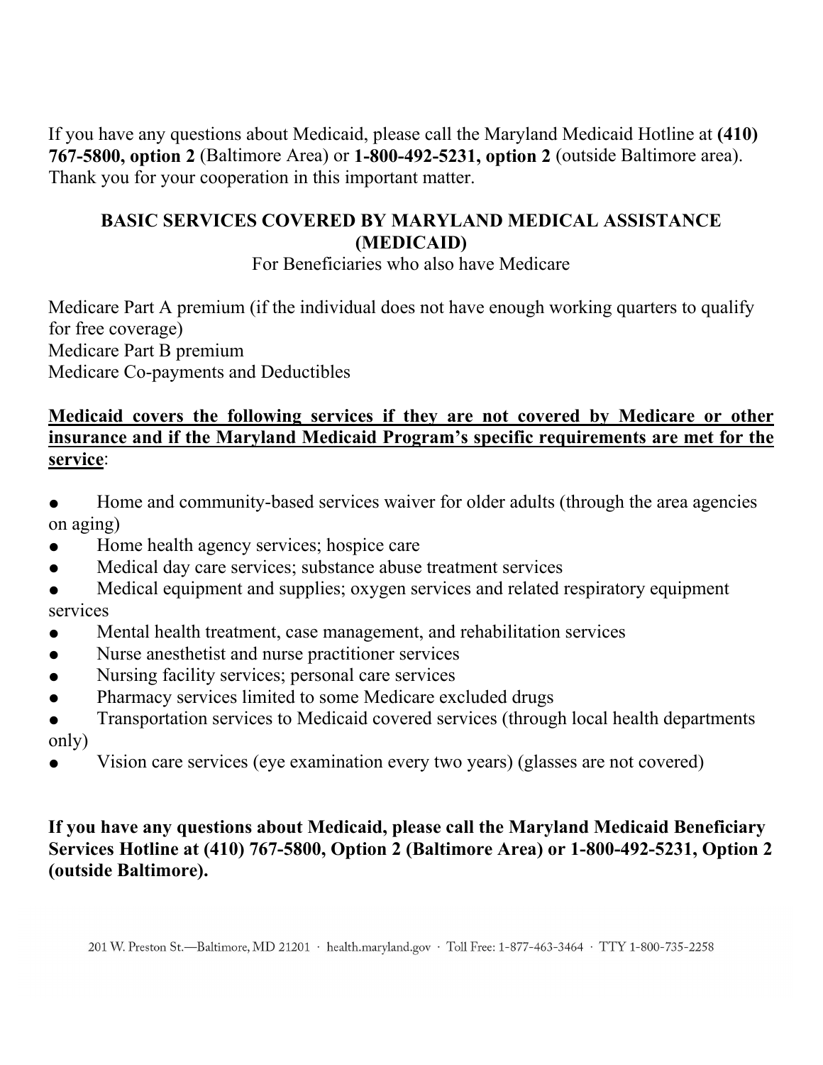If you have any questions about Medicaid, please call the Maryland Medicaid Hotline at **(410) 767-5800, option 2** (Baltimore Area) or **1-800-492-5231, option 2** (outside Baltimore area). Thank you for your cooperation in this important matter.

## BASIC SERVICES COVERED BY MARYLAND MEDICAL ASSISTANCE (MEDICAID)

For Beneficiaries who also have Medicare

Medicare Part A premium (if the individual does not have enough working quarters to qualify for free coverage)
Medicare Part B premium
Medicare Co-payments and Deductibles

**Medicaid covers the following services if they are not covered by Medicare or other insurance and if the Maryland Medicaid Program's specific requirements are met for the service**:

- Home and community-based services waiver for older adults (through the area agencies on aging)
- Home health agency services; hospice care
- Medical day care services; substance abuse treatment services
- Medical equipment and supplies; oxygen services and related respiratory equipment services
- Mental health treatment, case management, and rehabilitation services
- Nurse anesthetist and nurse practitioner services
- Nursing facility services; personal care services
- Pharmacy services limited to some Medicare excluded drugs
- Transportation services to Medicaid covered services (through local health departments only)
- Vision care services (eye examination every two years) (glasses are not covered)

**If you have any questions about Medicaid, please call the Maryland Medicaid Beneficiary Services Hotline at (410) 767-5800, Option 2 (Baltimore Area) or 1-800-492-5231, Option 2 (outside Baltimore).**

201 W. Preston St.—Baltimore, MD 21201 · health.maryland.gov · Toll Free: 1-877-463-3464 · TTY 1-800-735-2258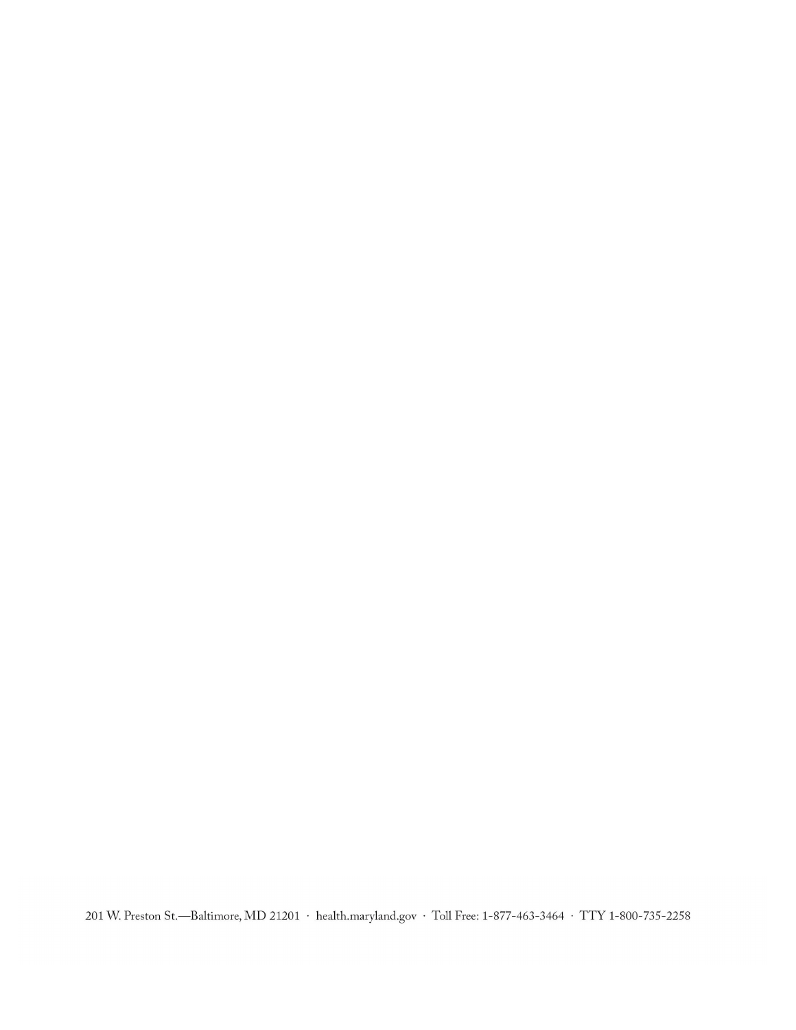201 W. Preston St.—Baltimore, MD 21201 · health.maryland.gov · Toll Free: 1-877-463-3464 · TTY 1-800-735-2258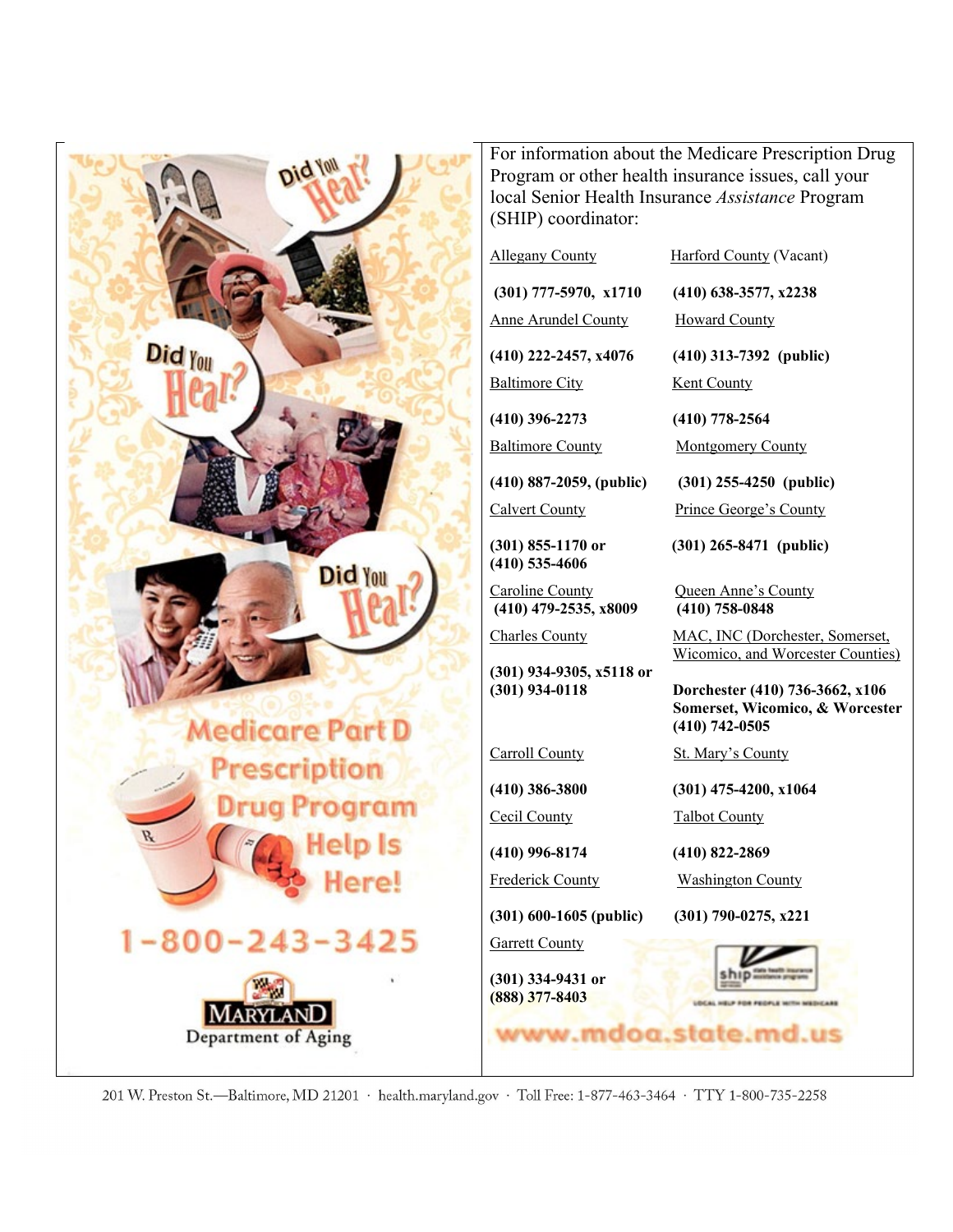Did You Hear?

Did You Hear?

Did You Hear?

**Medicare Part D Prescription Drug Program Help Is Here!**

**1-800-243-3425**

MARYLAND Department of Aging

For information about the Medicare Prescription Drug Program or other health insurance issues, call your local Senior Health Insurance *Assistance* Program (SHIP) coordinator:

Allegany County
**(301) 777-5970, x1710**

Anne Arundel County
**(410) 222-2457, x4076**

Baltimore City
**(410) 396-2273**

Baltimore County
**(410) 887-2059, (public)**

Calvert County
**(301) 855-1170 or (410) 535-4606**

Caroline County
**(410) 479-2535, x8009**

Charles County
**(301) 934-9305, x5118 or (301) 934-0118**

Carroll County
**(410) 386-3800**

Cecil County
**(410) 996-8174**

Frederick County
**(301) 600-1605 (public)**

Garrett County
**(301) 334-9431 or (888) 377-8403**

Harford County (Vacant)
**(410) 638-3577, x2238**

Howard County
**(410) 313-7392 (public)**

Kent County
**(410) 778-2564**

Montgomery County
**(301) 255-4250 (public)**

Prince George's County
**(301) 265-8471 (public)**

Queen Anne's County
**(410) 758-0848**

MAC, INC (Dorchester, Somerset, Wicomico, and Worcester Counties)
**Dorchester (410) 736-3662, x106**
**Somerset, Wicomico, & Worcester (410) 742-0505**

St. Mary's County
**(301) 475-4200, x1064**

Talbot County
**(410) 822-2869**

Washington County
**(301) 790-0275, x221**

ship — state health insurance assistance program — LOCAL HELP FOR PEOPLE WITH MEDICARE

www.mdoa.state.md.us

201 W. Preston St.—Baltimore, MD 21201 · health.maryland.gov · Toll Free: 1-877-463-3464 · TTY 1-800-735-2258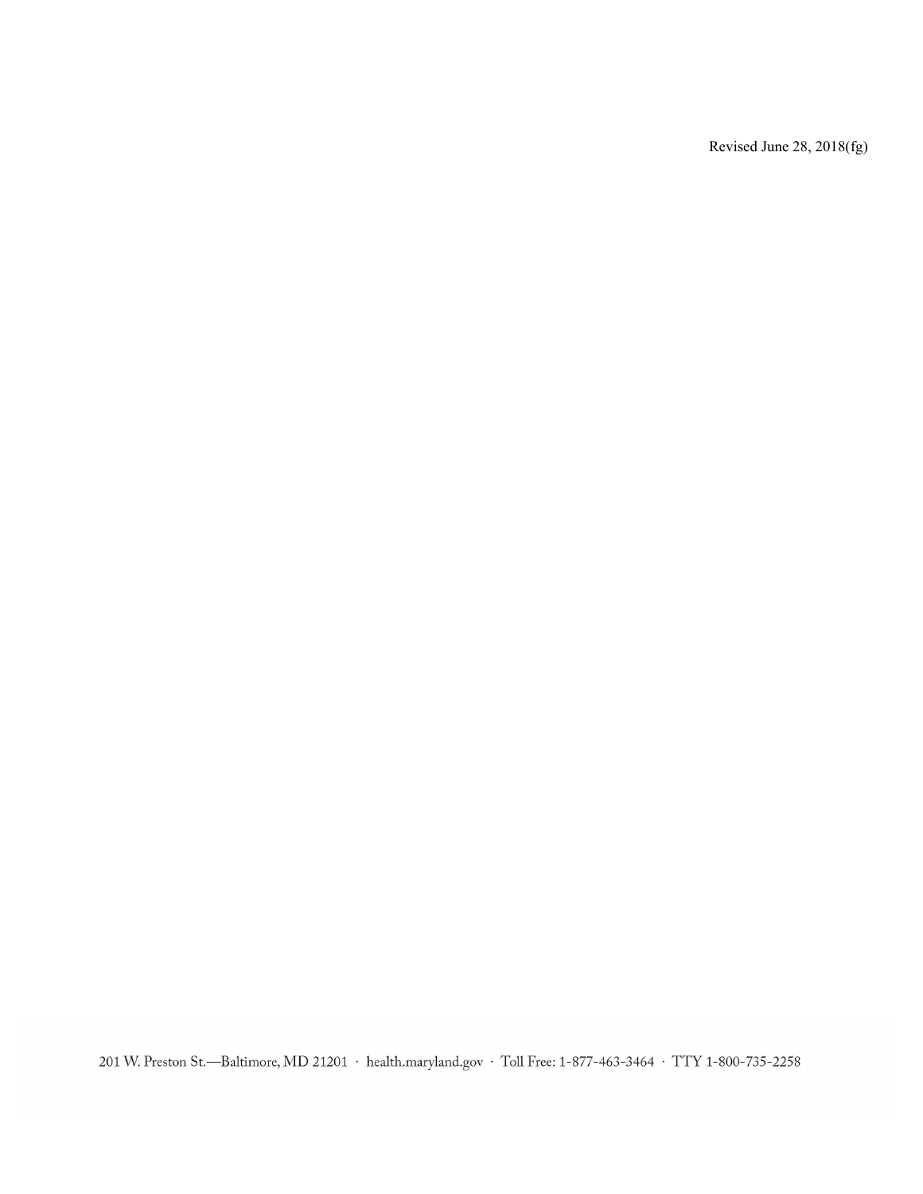Revised June 28, 2018(fg)

201 W. Preston St.—Baltimore, MD 21201 · health.maryland.gov · Toll Free: 1-877-463-3464 · TTY 1-800-735-2258